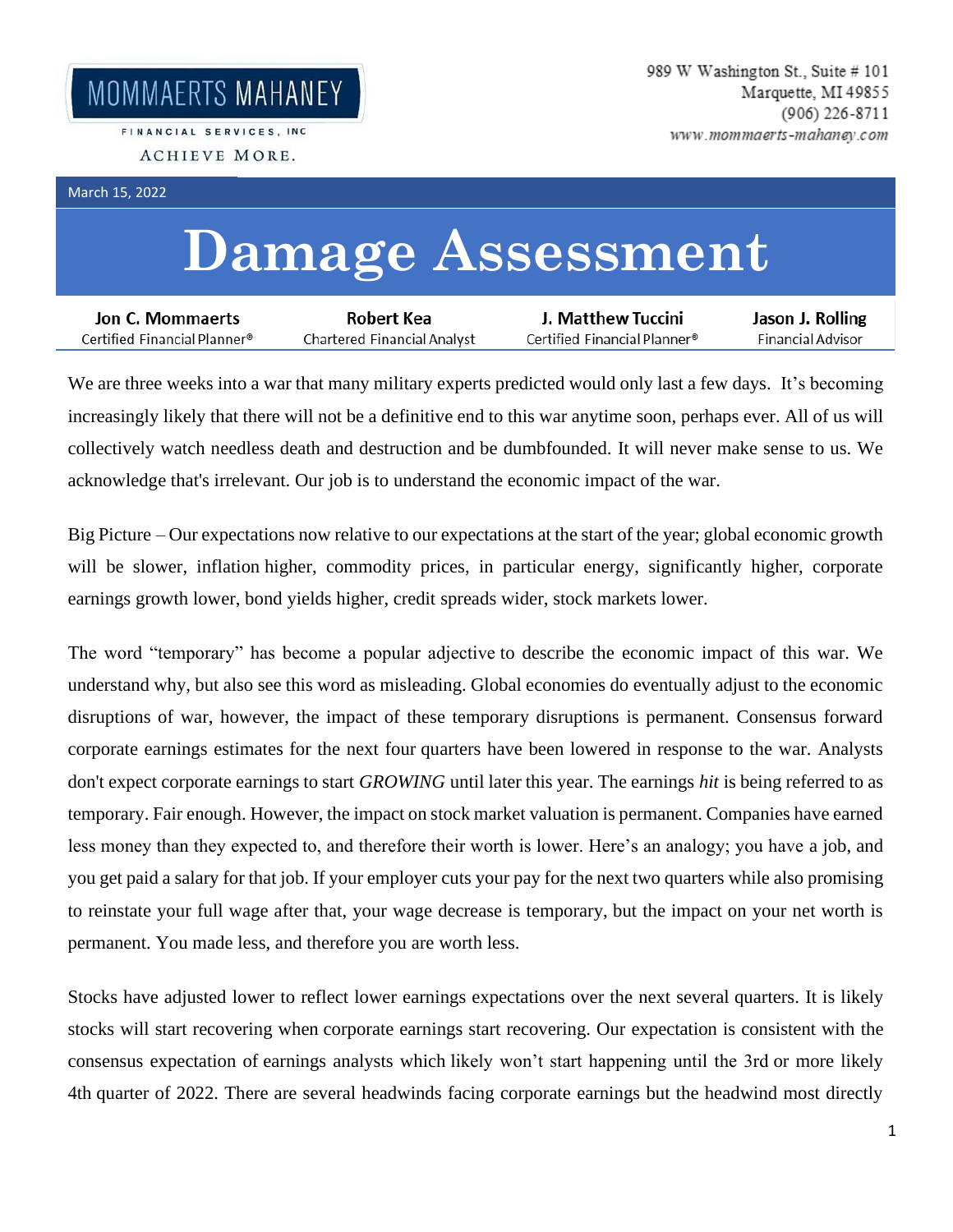MOMMAERTS MAHANEY

FINANCIAL SERVICES, INC

ACHIEVE MORE.

989 W Washington St., Suite # 101
Marquette, MI 49855
(906) 226-8711
www.mommaerts-mahaney.com

March 15, 2022

# Damage Assessment

| Jon C. Mommaerts | Robert Kea | J. Matthew Tuccini | Jason J. Rolling |
|---|---|---|---|
| Certified Financial Planner® | Chartered Financial Analyst | Certified Financial Planner® | Financial Advisor |

We are three weeks into a war that many military experts predicted would only last a few days. It's becoming increasingly likely that there will not be a definitive end to this war anytime soon, perhaps ever. All of us will collectively watch needless death and destruction and be dumbfounded. It will never make sense to us. We acknowledge that's irrelevant. Our job is to understand the economic impact of the war.

Big Picture – Our expectations now relative to our expectations at the start of the year; global economic growth will be slower, inflation higher, commodity prices, in particular energy, significantly higher, corporate earnings growth lower, bond yields higher, credit spreads wider, stock markets lower.

The word "temporary" has become a popular adjective to describe the economic impact of this war. We understand why, but also see this word as misleading. Global economies do eventually adjust to the economic disruptions of war, however, the impact of these temporary disruptions is permanent. Consensus forward corporate earnings estimates for the next four quarters have been lowered in response to the war. Analysts don't expect corporate earnings to start *GROWING* until later this year. The earnings *hit* is being referred to as temporary. Fair enough. However, the impact on stock market valuation is permanent. Companies have earned less money than they expected to, and therefore their worth is lower. Here's an analogy; you have a job, and you get paid a salary for that job. If your employer cuts your pay for the next two quarters while also promising to reinstate your full wage after that, your wage decrease is temporary, but the impact on your net worth is permanent. You made less, and therefore you are worth less.

Stocks have adjusted lower to reflect lower earnings expectations over the next several quarters. It is likely stocks will start recovering when corporate earnings start recovering. Our expectation is consistent with the consensus expectation of earnings analysts which likely won't start happening until the 3rd or more likely 4th quarter of 2022. There are several headwinds facing corporate earnings but the headwind most directly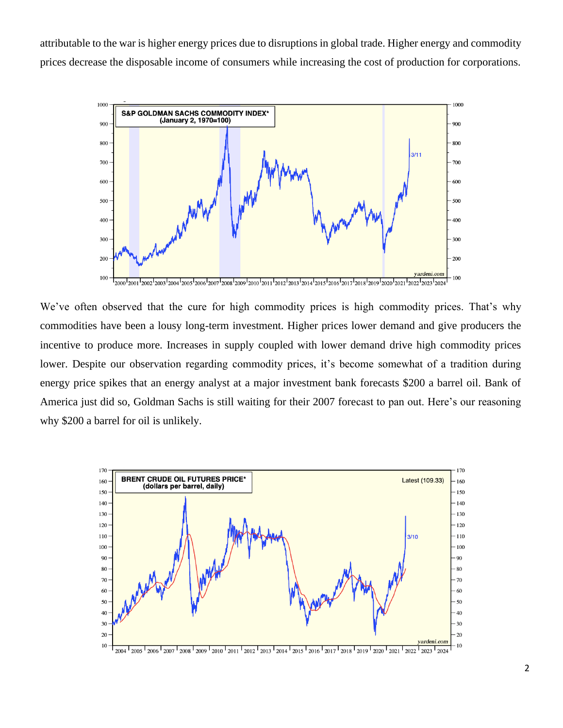attributable to the war is higher energy prices due to disruptions in global trade. Higher energy and commodity prices decrease the disposable income of consumers while increasing the cost of production for corporations.

We've often observed that the cure for high commodity prices is high commodity prices. That's why commodities have been a lousy long-term investment. Higher prices lower demand and give producers the incentive to produce more. Increases in supply coupled with lower demand drive high commodity prices lower. Despite our observation regarding commodity prices, it's become somewhat of a tradition during energy price spikes that an energy analyst at a major investment bank forecasts $200 a barrel oil. Bank of America just did so, Goldman Sachs is still waiting for their 2007 forecast to pan out. Here's our reasoning why $200 a barrel for oil is unlikely.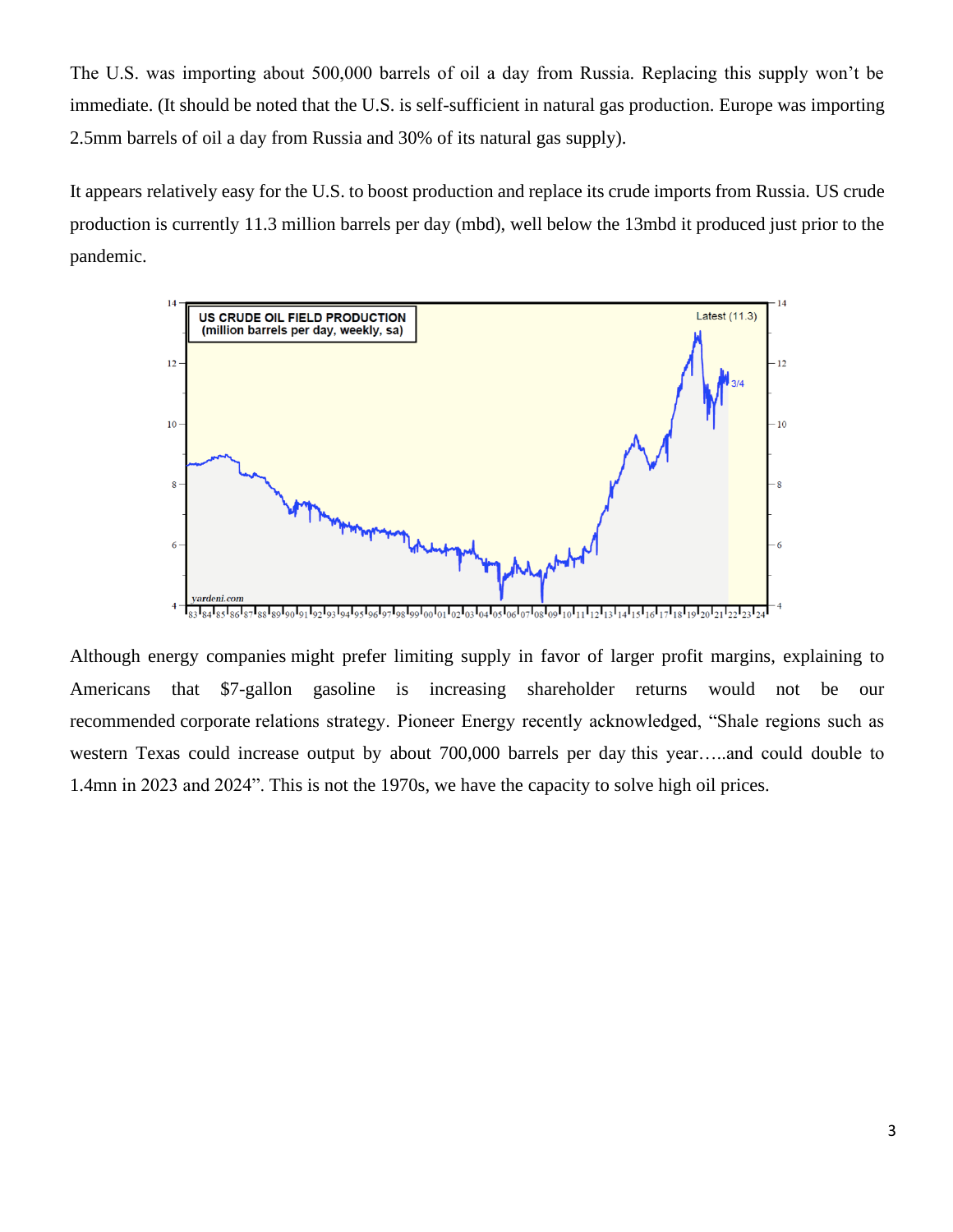The U.S. was importing about 500,000 barrels of oil a day from Russia. Replacing this supply won't be immediate. (It should be noted that the U.S. is self-sufficient in natural gas production. Europe was importing 2.5mm barrels of oil a day from Russia and 30% of its natural gas supply).

It appears relatively easy for the U.S. to boost production and replace its crude imports from Russia. US crude production is currently 11.3 million barrels per day (mbd), well below the 13mbd it produced just prior to the pandemic.

Although energy companies might prefer limiting supply in favor of larger profit margins, explaining to Americans that $7-gallon gasoline is increasing shareholder returns would not be our recommended corporate relations strategy. Pioneer Energy recently acknowledged, "Shale regions such as western Texas could increase output by about 700,000 barrels per day this year…..and could double to 1.4mn in 2023 and 2024". This is not the 1970s, we have the capacity to solve high oil prices.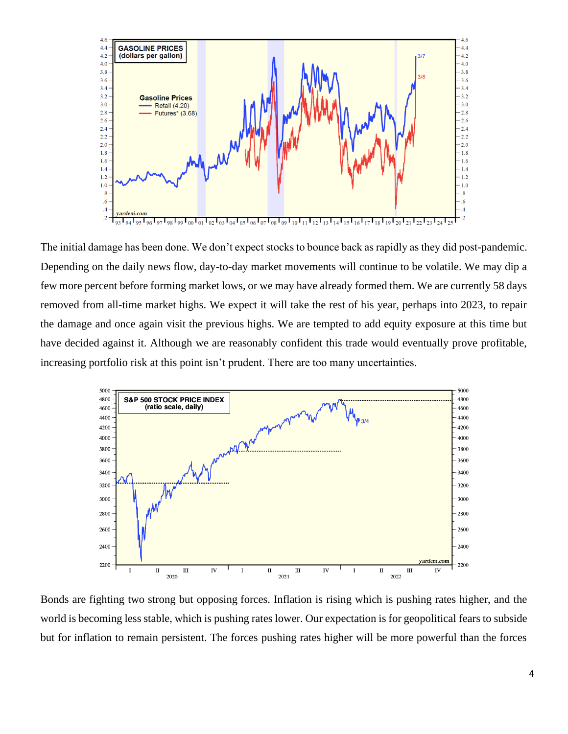The initial damage has been done. We don't expect stocks to bounce back as rapidly as they did post-pandemic. Depending on the daily news flow, day-to-day market movements will continue to be volatile. We may dip a few more percent before forming market lows, or we may have already formed them. We are currently 58 days removed from all-time market highs. We expect it will take the rest of his year, perhaps into 2023, to repair the damage and once again visit the previous highs. We are tempted to add equity exposure at this time but have decided against it. Although we are reasonably confident this trade would eventually prove profitable, increasing portfolio risk at this point isn't prudent. There are too many uncertainties.

Bonds are fighting two strong but opposing forces. Inflation is rising which is pushing rates higher, and the world is becoming less stable, which is pushing rates lower. Our expectation is for geopolitical fears to subside but for inflation to remain persistent. The forces pushing rates higher will be more powerful than the forces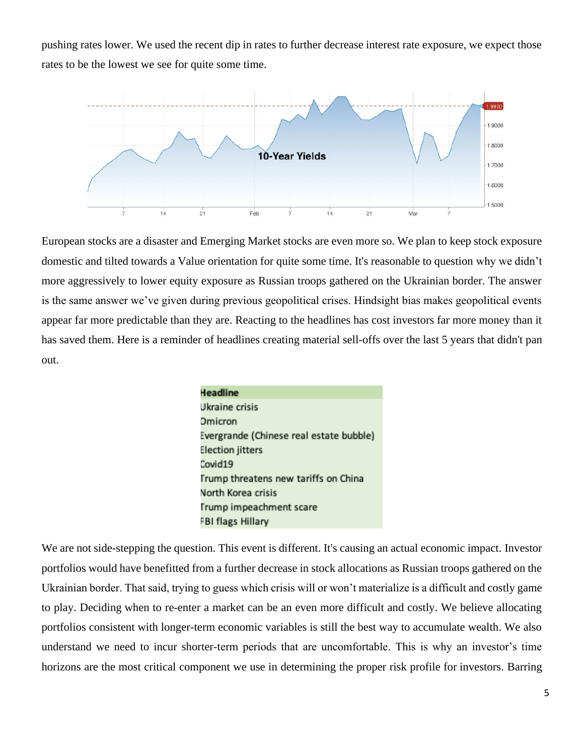pushing rates lower. We used the recent dip in rates to further decrease interest rate exposure, we expect those rates to be the lowest we see for quite some time.

European stocks are a disaster and Emerging Market stocks are even more so. We plan to keep stock exposure domestic and tilted towards a Value orientation for quite some time. It's reasonable to question why we didn't more aggressively to lower equity exposure as Russian troops gathered on the Ukrainian border. The answer is the same answer we've given during previous geopolitical crises. Hindsight bias makes geopolitical events appear far more predictable than they are. Reacting to the headlines has cost investors far more money than it has saved them. Here is a reminder of headlines creating material sell-offs over the last 5 years that didn't pan out.

| Headline |
| --- |
| Ukraine crisis |
| Omicron |
| Evergrande (Chinese real estate bubble) |
| Election jitters |
| Covid19 |
| Trump threatens new tariffs on China |
| North Korea crisis |
| Trump impeachment scare |
| FBI flags Hillary |

We are not side-stepping the question. This event is different. It's causing an actual economic impact. Investor portfolios would have benefitted from a further decrease in stock allocations as Russian troops gathered on the Ukrainian border. That said, trying to guess which crisis will or won't materialize is a difficult and costly game to play. Deciding when to re-enter a market can be an even more difficult and costly. We believe allocating portfolios consistent with longer-term economic variables is still the best way to accumulate wealth. We also understand we need to incur shorter-term periods that are uncomfortable. This is why an investor's time horizons are the most critical component we use in determining the proper risk profile for investors. Barring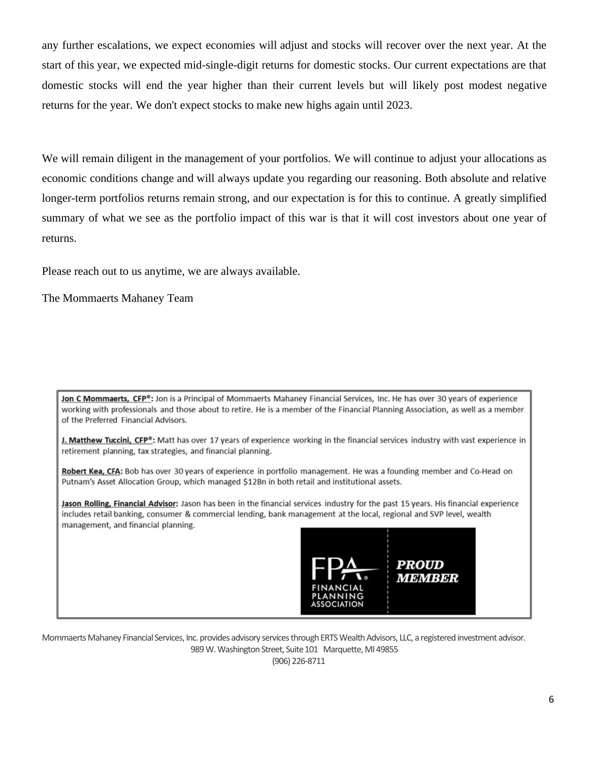any further escalations, we expect economies will adjust and stocks will recover over the next year. At the start of this year, we expected mid-single-digit returns for domestic stocks. Our current expectations are that domestic stocks will end the year higher than their current levels but will likely post modest negative returns for the year. We don't expect stocks to make new highs again until 2023.

We will remain diligent in the management of your portfolios. We will continue to adjust your allocations as economic conditions change and will always update you regarding our reasoning. Both absolute and relative longer-term portfolios returns remain strong, and our expectation is for this to continue. A greatly simplified summary of what we see as the portfolio impact of this war is that it will cost investors about one year of returns.

Please reach out to us anytime, we are always available.

The Mommaerts Mahaney Team

**Jon C Mommaerts, CFP®:** Jon is a Principal of Mommaerts Mahaney Financial Services, Inc. He has over 30 years of experience working with professionals and those about to retire. He is a member of the Financial Planning Association, as well as a member of the Preferred Financial Advisors.

**J. Matthew Tuccini, CFP®:** Matt has over 17 years of experience working in the financial services industry with vast experience in retirement planning, tax strategies, and financial planning.

**Robert Kea, CFA:** Bob has over 30 years of experience in portfolio management. He was a founding member and Co-Head on Putnam's Asset Allocation Group, which managed $12Bn in both retail and institutional assets.

**Jason Rolling, Financial Advisor:** Jason has been in the financial services industry for the past 15 years. His financial experience includes retail banking, consumer & commercial lending, bank management at the local, regional and SVP level, wealth management, and financial planning.

FPA FINANCIAL PLANNING ASSOCIATION | ***PROUD MEMBER***

Mommaerts Mahaney Financial Services, Inc. provides advisory services through ERTS Wealth Advisors, LLC, a registered investment advisor.
989 W. Washington Street, Suite 101 Marquette, MI 49855
(906) 226-8711